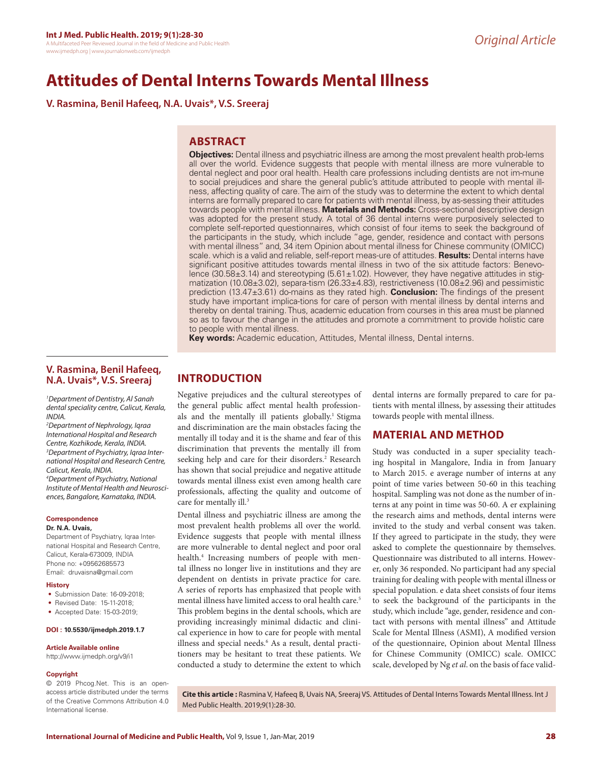# Attitudes of Dental Interns Towards Mental Illness

**V. Rasmina, Benil Hafeeq, N.A. Uvais*, V.S. Sreeraj**

## ABSTRACT

**Objectives:** Dental illness and psychiatric illness are among the most prevalent health prob-lems all over the world. Evidence suggests that people with mental illness are more vulnerable to dental neglect and poor oral health. Health care professions including dentists are not im-mune to social prejudices and share the general public's attitude attributed to people with mental ill-ness, affecting quality of care. The aim of the study was to determine the extent to which dental interns are formally prepared to care for patients with mental illness, by as-sessing their attitudes towards people with mental illness. **Materials and Methods:** Cross-sectional descriptive design was adopted for the present study. A total of 36 dental interns were purposively selected to complete self-reported questionnaires, which consist of four items to seek the background of the participants in the study, which include "age, gender, residence and contact with persons with mental illness" and, 34 item Opinion about mental illness for Chinese community (OMICC) scale. which is a valid and reliable, self-report meas-ure of attitudes. **Results:** Dental interns have significant positive attitudes towards mental illness in two of the six attitude factors: Benevolence (30.58±3.14) and stereotyping (5.61±1.02). However, they have negative attitudes in stigmatization (10.08±3.02), separa-tism (26.33±4.83), restrictiveness (10.08±2.96) and pessimistic prediction (13.47±3.61) do-mains as they rated high. **Conclusion:** The findings of the present study have important implica-tions for care of person with mental illness by dental interns and thereby on dental training. Thus, academic education from courses in this area must be planned so as to favour the change in the attitudes and promote a commitment to provide holistic care to people with mental illness.

**Key words:** Academic education, Attitudes, Mental illness, Dental interns.

**V. Rasmina, Benil Hafeeq, N.A. Uvais*, V.S. Sreeraj**

[1]*Department of Dentistry, Al Sanah dental speciality centre, Calicut, Kerala, INDIA.*
[2]*Department of Nephrology, Iqraa International Hospital and Research Centre, Kozhikode, Kerala, INDIA.*
[3]*Department of Psychiatry, Iqraa International Hospital and Research Centre, Calicut, Kerala, INDIA.*
[4]*Department of Psychiatry, National Institute of Mental Health and Neurosciences, Bangalore, Karnataka, INDIA.*

**Correspondence**

**Dr. N.A. Uvais,**

Department of Psychiatry, Iqraa International Hospital and Research Centre, Calicut, Kerala-673009, INDIA
Phone no: +09562685573
Email: druvaisna@gmail.com

**History**

- Submission Date: 16-09-2018;
- Revised Date: 15-11-2018;
- Accepted Date: 15-03-2019;

**DOI : 10.5530/ijmedph.2019.1.7**

**Article Available online**

http://www.ijmedph.org/v9/i1

**Copyright**

© 2019 Phcog.Net. This is an open-access article distributed under the terms of the Creative Commons Attribution 4.0 International license.

## INTRODUCTION

Negative prejudices and the cultural stereotypes of the general public affect mental health professionals and the mentally ill patients globally.[1] Stigma and discrimination are the main obstacles facing the mentally ill today and it is the shame and fear of this discrimination that prevents the mentally ill from seeking help and care for their disorders.[2] Research has shown that social prejudice and negative attitude towards mental illness exist even among health care professionals, affecting the quality and outcome of care for mentally ill.[3]

Dental illness and psychiatric illness are among the most prevalent health problems all over the world. Evidence suggests that people with mental illness are more vulnerable to dental neglect and poor oral health.[4] Increasing numbers of people with mental illness no longer live in institutions and they are dependent on dentists in private practice for care. A series of reports has emphasized that people with mental illness have limited access to oral health care.[5] This problem begins in the dental schools, which are providing increasingly minimal didactic and clinical experience in how to care for people with mental illness and special needs.[6] As a result, dental practitioners may be hesitant to treat these patients. We conducted a study to determine the extent to which dental interns are formally prepared to care for patients with mental illness, by assessing their attitudes towards people with mental illness.

## MATERIAL AND METHOD

Study was conducted in a super speciality teaching hospital in Mangalore, India in from January to March 2015. e average number of interns at any point of time varies between 50-60 in this teaching hospital. Sampling was not done as the number of interns at any point in time was 50-60. A er explaining the research aims and methods, dental interns were invited to the study and verbal consent was taken. If they agreed to participate in the study, they were asked to complete the questionnaire by themselves. Questionnaire was distributed to all interns. However, only 36 responded. No participant had any special training for dealing with people with mental illness or special population. e data sheet consists of four items to seek the background of the participants in the study, which include "age, gender, residence and contact with persons with mental illness" and Attitude Scale for Mental Illness (ASMI), A modified version of the questionnaire, Opinion about Mental Illness for Chinese Community (OMICC) scale. OMICC scale, developed by Ng *et al*. on the basis of face valid-

**Cite this article :** Rasmina V, Hafeeq B, Uvais NA, Sreeraj VS. Attitudes of Dental Interns Towards Mental Illness. Int J Med Public Health. 2019;9(1):28-30.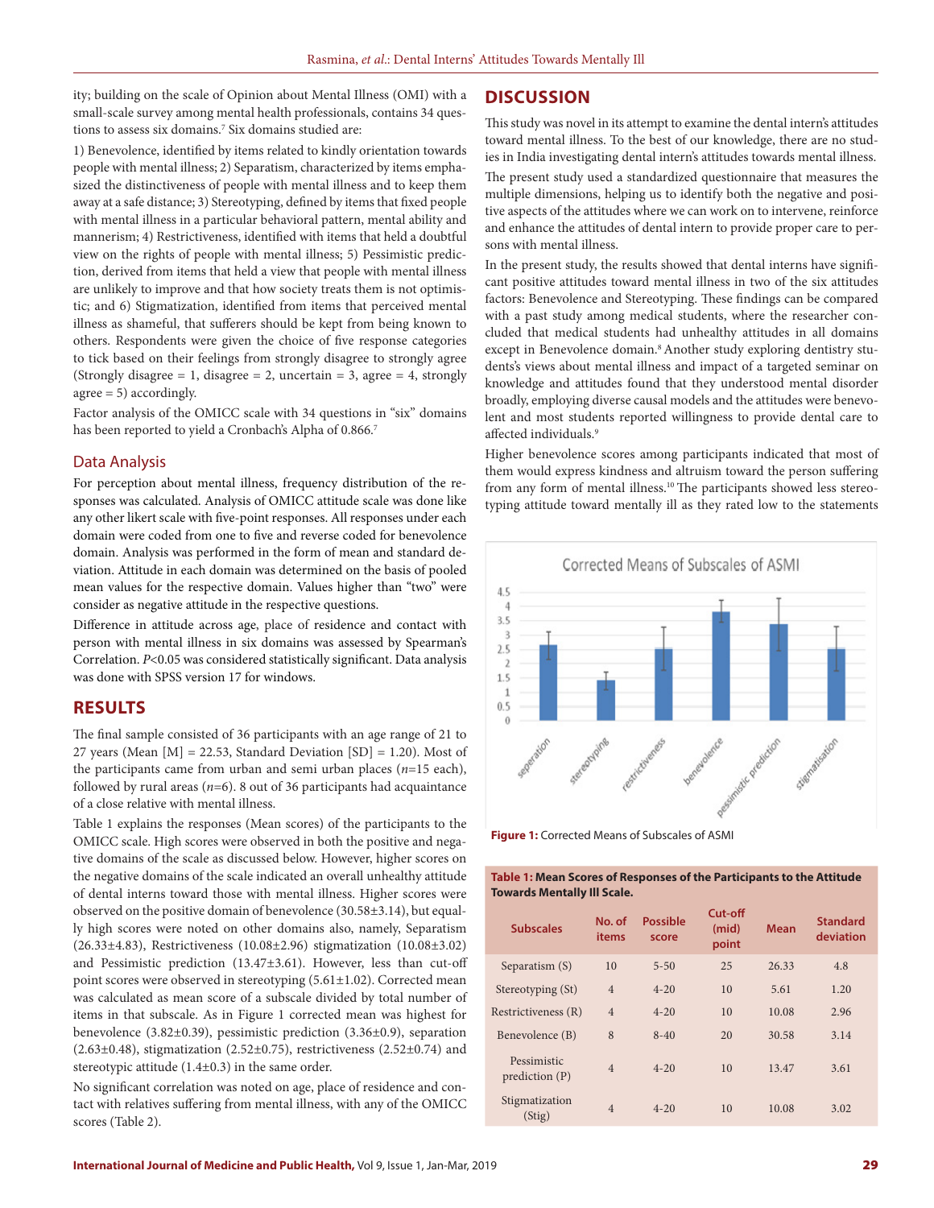ity; building on the scale of Opinion about Mental Illness (OMI) with a small-scale survey among mental health professionals, contains 34 questions to assess six domains.[7] Six domains studied are:

1) Benevolence, identified by items related to kindly orientation towards people with mental illness; 2) Separatism, characterized by items emphasized the distinctiveness of people with mental illness and to keep them away at a safe distance; 3) Stereotyping, defined by items that fixed people with mental illness in a particular behavioral pattern, mental ability and mannerism; 4) Restrictiveness, identified with items that held a doubtful view on the rights of people with mental illness; 5) Pessimistic prediction, derived from items that held a view that people with mental illness are unlikely to improve and that how society treats them is not optimistic; and 6) Stigmatization, identified from items that perceived mental illness as shameful, that sufferers should be kept from being known to others. Respondents were given the choice of five response categories to tick based on their feelings from strongly disagree to strongly agree (Strongly disagree = 1, disagree = 2, uncertain = 3, agree = 4, strongly agree = 5) accordingly.

Factor analysis of the OMICC scale with 34 questions in "six" domains has been reported to yield a Cronbach's Alpha of 0.866.[7]

### Data Analysis

For perception about mental illness, frequency distribution of the responses was calculated. Analysis of OMICC attitude scale was done like any other likert scale with five-point responses. All responses under each domain were coded from one to five and reverse coded for benevolence domain. Analysis was performed in the form of mean and standard deviation. Attitude in each domain was determined on the basis of pooled mean values for the respective domain. Values higher than "two" were consider as negative attitude in the respective questions.

Difference in attitude across age, place of residence and contact with person with mental illness in six domains was assessed by Spearman's Correlation. $P<0.05$ was considered statistically significant. Data analysis was done with SPSS version 17 for windows.

## RESULTS

The final sample consisted of 36 participants with an age range of 21 to 27 years (Mean [M] = 22.53, Standard Deviation [SD] = 1.20). Most of the participants came from urban and semi urban places ($n$=15 each), followed by rural areas ($n$=6). 8 out of 36 participants had acquaintance of a close relative with mental illness.

Table 1 explains the responses (Mean scores) of the participants to the OMICC scale. High scores were observed in both the positive and negative domains of the scale as discussed below. However, higher scores on the negative domains of the scale indicated an overall unhealthy attitude of dental interns toward those with mental illness. Higher scores were observed on the positive domain of benevolence (30.58±3.14), but equally high scores were noted on other domains also, namely, Separatism (26.33±4.83), Restrictiveness (10.08±2.96) stigmatization (10.08±3.02) and Pessimistic prediction (13.47±3.61). However, less than cut-off point scores were observed in stereotyping (5.61±1.02). Corrected mean was calculated as mean score of a subscale divided by total number of items in that subscale. As in Figure 1 corrected mean was highest for benevolence (3.82±0.39), pessimistic prediction (3.36±0.9), separation (2.63±0.48), stigmatization (2.52±0.75), restrictiveness (2.52±0.74) and stereotypic attitude (1.4±0.3) in the same order.

No significant correlation was noted on age, place of residence and contact with relatives suffering from mental illness, with any of the OMICC scores (Table 2).

## DISCUSSION

This study was novel in its attempt to examine the dental intern's attitudes toward mental illness. To the best of our knowledge, there are no studies in India investigating dental intern's attitudes towards mental illness.

The present study used a standardized questionnaire that measures the multiple dimensions, helping us to identify both the negative and positive aspects of the attitudes where we can work on to intervene, reinforce and enhance the attitudes of dental intern to provide proper care to persons with mental illness.

In the present study, the results showed that dental interns have significant positive attitudes toward mental illness in two of the six attitudes factors: Benevolence and Stereotyping. These findings can be compared with a past study among medical students, where the researcher concluded that medical students had unhealthy attitudes in all domains except in Benevolence domain.[8] Another study exploring dentistry students's views about mental illness and impact of a targeted seminar on knowledge and attitudes found that they understood mental disorder broadly, employing diverse causal models and the attitudes were benevolent and most students reported willingness to provide dental care to affected individuals.[9]

Higher benevolence scores among participants indicated that most of them would express kindness and altruism toward the person suffering from any form of mental illness.[10] The participants showed less stereotyping attitude toward mentally ill as they rated low to the statements

**Figure 1:** Corrected Means of Subscales of ASMI

**Table 1: Mean Scores of Responses of the Participants to the Attitude Towards Mentally Ill Scale.**

| Subscales | No. of items | Possible score | Cut-off (mid) point | Mean | Standard deviation |
|---|---|---|---|---|---|
| Separatism (S) | 10 | 5-50 | 25 | 26.33 | 4.8 |
| Stereotyping (St) | 4 | 4-20 | 10 | 5.61 | 1.20 |
| Restrictiveness (R) | 4 | 4-20 | 10 | 10.08 | 2.96 |
| Benevolence (B) | 8 | 8-40 | 20 | 30.58 | 3.14 |
| Pessimistic prediction (P) | 4 | 4-20 | 10 | 13.47 | 3.61 |
| Stigmatization (Stig) | 4 | 4-20 | 10 | 10.08 | 3.02 |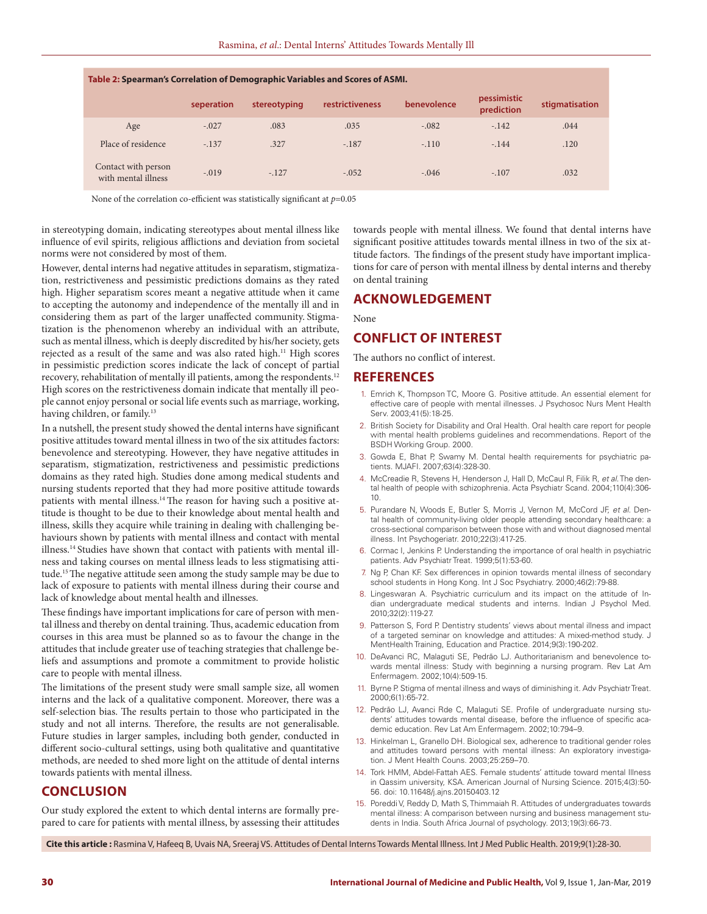**Table 2: Spearman's Correlation of Demographic Variables and Scores of ASMI.**

| | seperation | stereotyping | restrictiveness | benevolence | pessimistic prediction | stigmatisation |
|---|---|---|---|---|---|---|
| Age | -.027 | .083 | .035 | -.082 | -.142 | .044 |
| Place of residence | -.137 | .327 | -.187 | -.110 | -.144 | .120 |
| Contact with person with mental illness | -.019 | -.127 | -.052 | -.046 | -.107 | .032 |

None of the correlation co-efficient was statistically significant at $p$=0.05

in stereotyping domain, indicating stereotypes about mental illness like influence of evil spirits, religious afflictions and deviation from societal norms were not considered by most of them.

However, dental interns had negative attitudes in separatism, stigmatization, restrictiveness and pessimistic predictions domains as they rated high. Higher separatism scores meant a negative attitude when it came to accepting the autonomy and independence of the mentally ill and in considering them as part of the larger unaffected community. Stigmatization is the phenomenon whereby an individual with an attribute, such as mental illness, which is deeply discredited by his/her society, gets rejected as a result of the same and was also rated high.[11] High scores in pessimistic prediction scores indicate the lack of concept of partial recovery, rehabilitation of mentally ill patients, among the respondents.[12] High scores on the restrictiveness domain indicate that mentally ill people cannot enjoy personal or social life events such as marriage, working, having children, or family.[13]

In a nutshell, the present study showed the dental interns have significant positive attitudes toward mental illness in two of the six attitudes factors: benevolence and stereotyping. However, they have negative attitudes in separatism, stigmatization, restrictiveness and pessimistic predictions domains as they rated high. Studies done among medical students and nursing students reported that they had more positive attitude towards patients with mental illness.[14] The reason for having such a positive attitude is thought to be due to their knowledge about mental health and illness, skills they acquire while training in dealing with challenging behaviours shown by patients with mental illness and contact with mental illness.[14] Studies have shown that contact with patients with mental illness and taking courses on mental illness leads to less stigmatising attitude.[15] The negative attitude seen among the study sample may be due to lack of exposure to patients with mental illness during their course and lack of knowledge about mental health and illnesses.

These findings have important implications for care of person with mental illness and thereby on dental training. Thus, academic education from courses in this area must be planned so as to favour the change in the attitudes that include greater use of teaching strategies that challenge beliefs and assumptions and promote a commitment to provide holistic care to people with mental illness.

The limitations of the present study were small sample size, all women interns and the lack of a qualitative component. Moreover, there was a self-selection bias. The results pertain to those who participated in the study and not all interns. Therefore, the results are not generalisable. Future studies in larger samples, including both gender, conducted in different socio-cultural settings, using both qualitative and quantitative methods, are needed to shed more light on the attitude of dental interns towards patients with mental illness.

## CONCLUSION

Our study explored the extent to which dental interns are formally prepared to care for patients with mental illness, by assessing their attitudes towards people with mental illness. We found that dental interns have significant positive attitudes towards mental illness in two of the six attitude factors. The findings of the present study have important implications for care of person with mental illness by dental interns and thereby on dental training

## ACKNOWLEDGEMENT

None

## CONFLICT OF INTEREST

The authors no conflict of interest.

## REFERENCES

1. Emrich K, Thompson TC, Moore G. Positive attitude. An essential element for effective care of people with mental illnesses. J Psychosoc Nurs Ment Health Serv. 2003;41(5):18-25.
2. British Society for Disability and Oral Health. Oral health care report for people with mental health problems guidelines and recommendations. Report of the BSDH Working Group. 2000.
3. Gowda E, Bhat P, Swamy M. Dental health requirements for psychiatric patients. MJAFI. 2007;63(4):328-30.
4. McCreadie R, Stevens H, Henderson J, Hall D, McCaul R, Filik R, *et al.* The dental health of people with schizophrenia. Acta Psychiatr Scand. 2004;110(4):306-10.
5. Purandare N, Woods E, Butler S, Morris J, Vernon M, McCord JF, *et al.* Dental health of community-living older people attending secondary healthcare: a cross-sectional comparison between those with and without diagnosed mental illness. Int Psychogeriatr. 2010;22(3):417-25.
6. Cormac I, Jenkins P. Understanding the importance of oral health in psychiatric patients. Adv Psychiatr Treat. 1999;5(1):53-60.
7. Ng P, Chan KF. Sex differences in opinion towards mental illness of secondary school students in Hong Kong. Int J Soc Psychiatry. 2000;46(2):79-88.
8. Lingeswaran A. Psychiatric curriculum and its impact on the attitude of Indian undergraduate medical students and interns. Indian J Psychol Med. 2010;32(2):119-27.
9. Patterson S, Ford P. Dentistry students' views about mental illness and impact of a targeted seminar on knowledge and attitudes: A mixed-method study. J MentHealth Training, Education and Practice. 2014;9(3):190-202.
10. DeAvanci RC, Malaguti SE, Pedrão LJ. Authoritarianism and benevolence towards mental illness: Study with beginning a nursing program. Rev Lat Am Enfermagem. 2002;10(4):509-15.
11. Byrne P. Stigma of mental illness and ways of diminishing it. Adv Psychiatr Treat. 2000;6(1):65-72.
12. Pedrão LJ, Avanci Rde C, Malaguti SE. Profile of undergraduate nursing students' attitudes towards mental disease, before the influence of specific academic education. Rev Lat Am Enfermagem. 2002;10:794–9.
13. Hinkelman L, Granello DH. Biological sex, adherence to traditional gender roles and attitudes toward persons with mental illness: An exploratory investigation. J Ment Health Couns. 2003;25:259–70.
14. Tork HMM, Abdel-Fattah AES. Female students' attitude toward mental Illness in Qassim university, KSA. American Journal of Nursing Science. 2015;4(3):50-56. doi: 10.11648/j.ajns.20150403.12
15. Poreddi V, Reddy D, Math S, Thimmaiah R. Attitudes of undergraduates towards mental illness: A comparison between nursing and business management students in India. South Africa Journal of psychology. 2013;19(3):66-73.

**Cite this article :** Rasmina V, Hafeeq B, Uvais NA, Sreeraj VS. Attitudes of Dental Interns Towards Mental Illness. Int J Med Public Health. 2019;9(1):28-30.